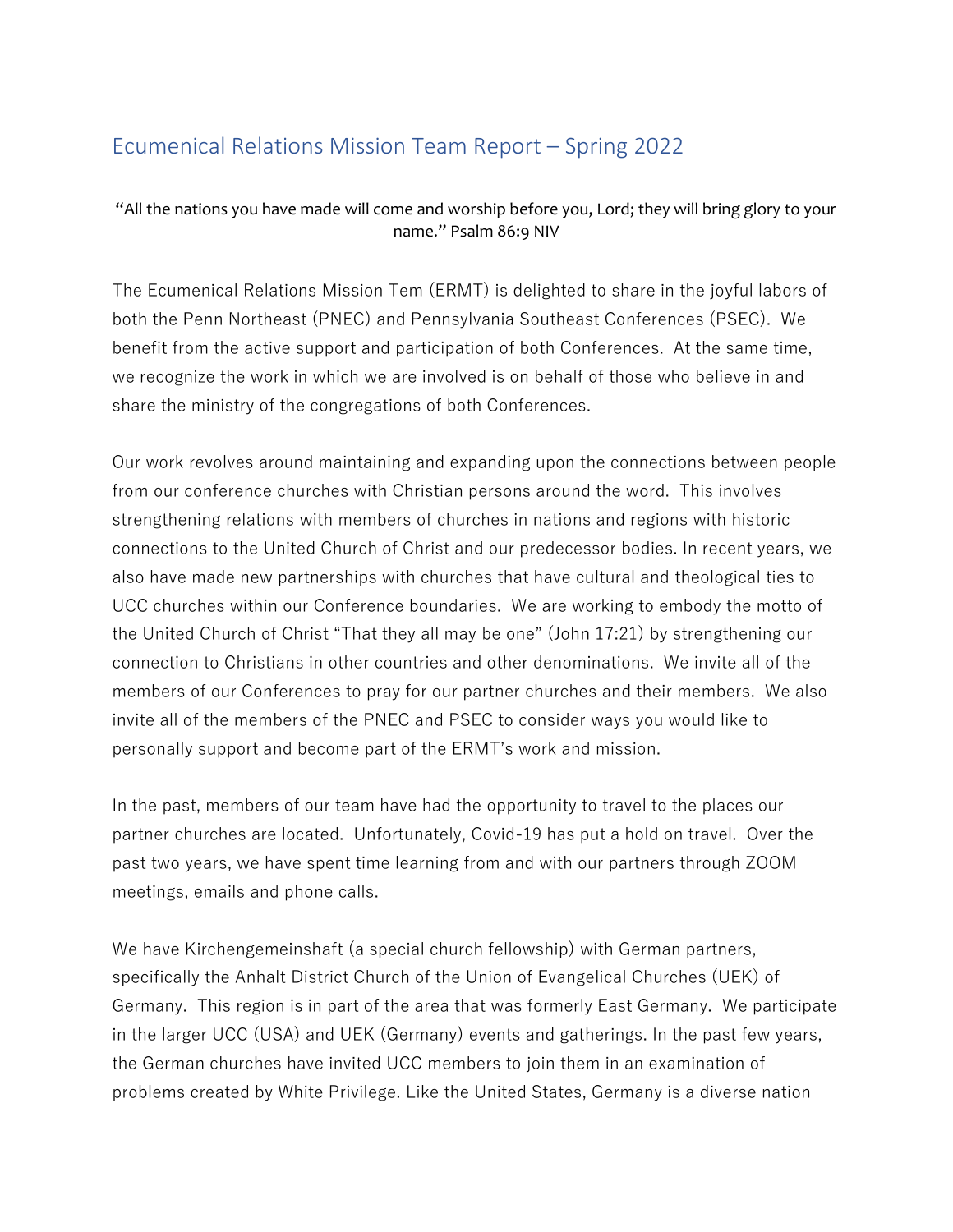# Ecumenical Relations Mission Team Report – Spring 2022

"All the nations you have made will come and worship before you, Lord; they will bring glory to your name." Psalm 86:9 NIV

The Ecumenical Relations Mission Tem (ERMT) is delighted to share in the joyful labors of both the Penn Northeast (PNEC) and Pennsylvania Southeast Conferences (PSEC). We benefit from the active support and participation of both Conferences. At the same time, we recognize the work in which we are involved is on behalf of those who believe in and share the ministry of the congregations of both Conferences.

Our work revolves around maintaining and expanding upon the connections between people from our conference churches with Christian persons around the word. This involves strengthening relations with members of churches in nations and regions with historic connections to the United Church of Christ and our predecessor bodies. In recent years, we also have made new partnerships with churches that have cultural and theological ties to UCC churches within our Conference boundaries. We are working to embody the motto of the United Church of Christ "That they all may be one" (John 17:21) by strengthening our connection to Christians in other countries and other denominations. We invite all of the members of our Conferences to pray for our partner churches and their members. We also invite all of the members of the PNEC and PSEC to consider ways you would like to personally support and become part of the ERMT's work and mission.

In the past, members of our team have had the opportunity to travel to the places our partner churches are located. Unfortunately, Covid-19 has put a hold on travel. Over the past two years, we have spent time learning from and with our partners through ZOOM meetings, emails and phone calls.

We have Kirchengemeinshaft (a special church fellowship) with German partners, specifically the Anhalt District Church of the Union of Evangelical Churches (UEK) of Germany. This region is in part of the area that was formerly East Germany. We participate in the larger UCC (USA) and UEK (Germany) events and gatherings. In the past few years, the German churches have invited UCC members to join them in an examination of problems created by White Privilege. Like the United States, Germany is a diverse nation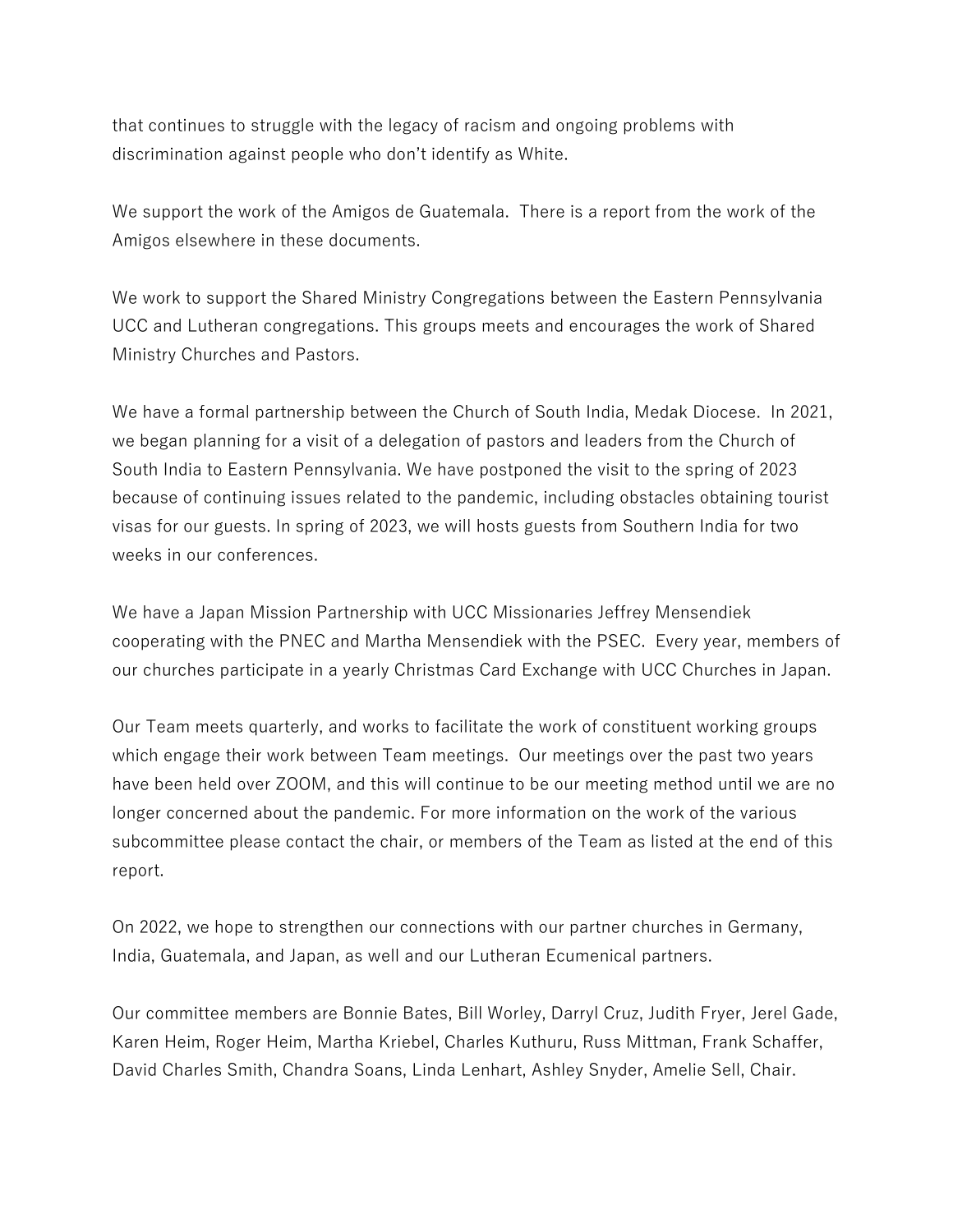that continues to struggle with the legacy of racism and ongoing problems with discrimination against people who don't identify as White.

We support the work of the Amigos de Guatemala. There is a report from the work of the Amigos elsewhere in these documents.

We work to support the Shared Ministry Congregations between the Eastern Pennsylvania UCC and Lutheran congregations. This groups meets and encourages the work of Shared Ministry Churches and Pastors.

We have a formal partnership between the Church of South India, Medak Diocese. In 2021, we began planning for a visit of a delegation of pastors and leaders from the Church of South India to Eastern Pennsylvania. We have postponed the visit to the spring of 2023 because of continuing issues related to the pandemic, including obstacles obtaining tourist visas for our guests. In spring of 2023, we will hosts guests from Southern India for two weeks in our conferences.

We have a Japan Mission Partnership with UCC Missionaries Jeffrey Mensendiek cooperating with the PNEC and Martha Mensendiek with the PSEC. Every year, members of our churches participate in a yearly Christmas Card Exchange with UCC Churches in Japan.

Our Team meets quarterly, and works to facilitate the work of constituent working groups which engage their work between Team meetings. Our meetings over the past two years have been held over ZOOM, and this will continue to be our meeting method until we are no longer concerned about the pandemic. For more information on the work of the various subcommittee please contact the chair, or members of the Team as listed at the end of this report.

On 2022, we hope to strengthen our connections with our partner churches in Germany, India, Guatemala, and Japan, as well and our Lutheran Ecumenical partners.

Our committee members are Bonnie Bates, Bill Worley, Darryl Cruz, Judith Fryer, Jerel Gade, Karen Heim, Roger Heim, Martha Kriebel, Charles Kuthuru, Russ Mittman, Frank Schaffer, David Charles Smith, Chandra Soans, Linda Lenhart, Ashley Snyder, Amelie Sell, Chair.